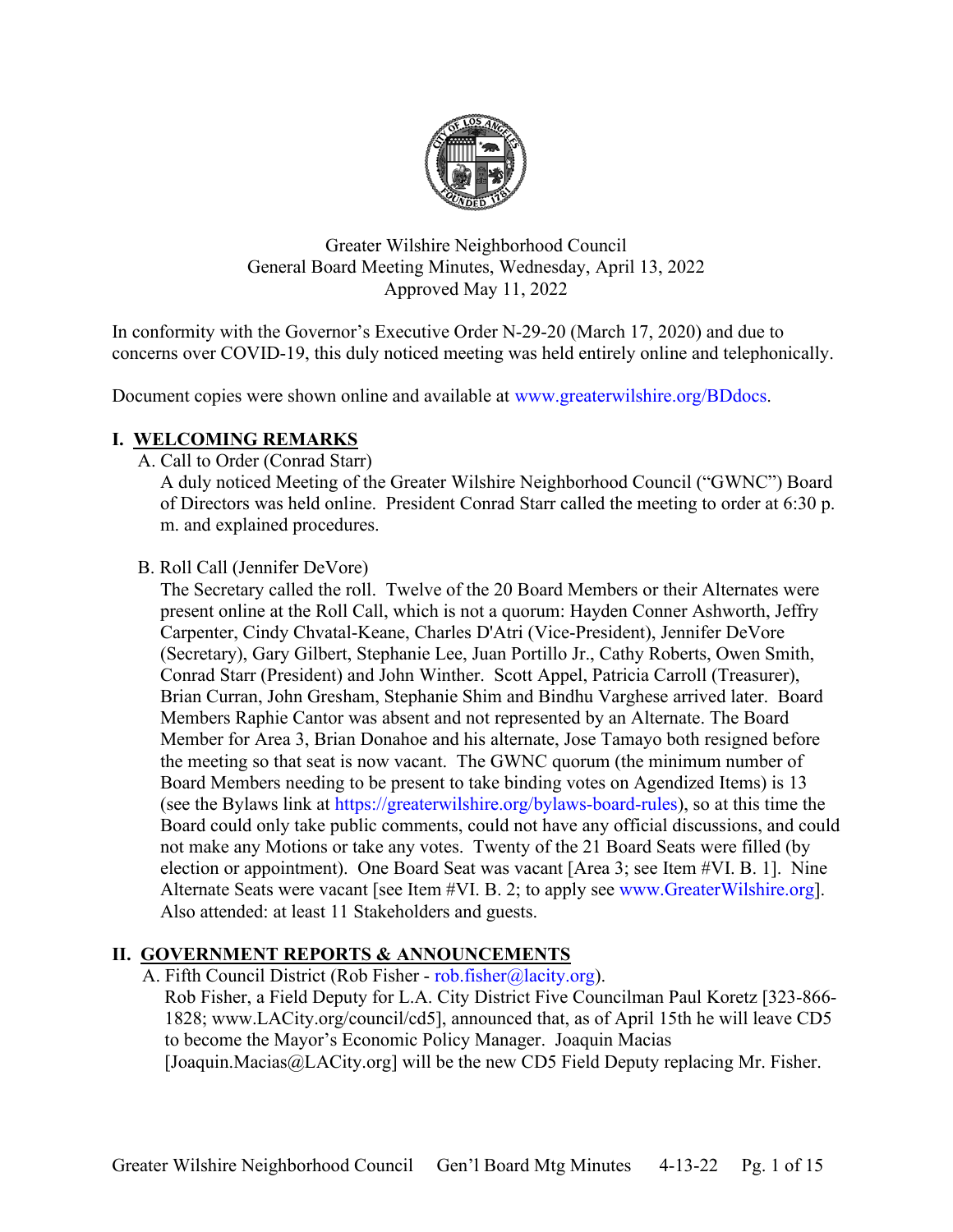Greater Wilshire Neighborhood Council
General Board Meeting Minutes, Wednesday, April 13, 2022
Approved May 11, 2022

In conformity with the Governor's Executive Order N-29-20 (March 17, 2020) and due to concerns over COVID-19, this duly noticed meeting was held entirely online and telephonically.

Document copies were shown online and available at www.greaterwilshire.org/BDdocs.

## I. WELCOMING REMARKS

A. Call to Order (Conrad Starr)

A duly noticed Meeting of the Greater Wilshire Neighborhood Council ("GWNC") Board of Directors was held online. President Conrad Starr called the meeting to order at 6:30 p. m. and explained procedures.

B. Roll Call (Jennifer DeVore)

The Secretary called the roll. Twelve of the 20 Board Members or their Alternates were present online at the Roll Call, which is not a quorum: Hayden Conner Ashworth, Jeffry Carpenter, Cindy Chvatal-Keane, Charles D'Atri (Vice-President), Jennifer DeVore (Secretary), Gary Gilbert, Stephanie Lee, Juan Portillo Jr., Cathy Roberts, Owen Smith, Conrad Starr (President) and John Winther. Scott Appel, Patricia Carroll (Treasurer), Brian Curran, John Gresham, Stephanie Shim and Bindhu Varghese arrived later. Board Members Raphie Cantor was absent and not represented by an Alternate. The Board Member for Area 3, Brian Donahoe and his alternate, Jose Tamayo both resigned before the meeting so that seat is now vacant. The GWNC quorum (the minimum number of Board Members needing to be present to take binding votes on Agendized Items) is 13 (see the Bylaws link at https://greaterwilshire.org/bylaws-board-rules), so at this time the Board could only take public comments, could not have any official discussions, and could not make any Motions or take any votes. Twenty of the 21 Board Seats were filled (by election or appointment). One Board Seat was vacant [Area 3; see Item #VI. B. 1]. Nine Alternate Seats were vacant [see Item #VI. B. 2; to apply see www.GreaterWilshire.org]. Also attended: at least 11 Stakeholders and guests.

## II. GOVERNMENT REPORTS & ANNOUNCEMENTS

A. Fifth Council District (Rob Fisher - rob.fisher@lacity.org).

Rob Fisher, a Field Deputy for L.A. City District Five Councilman Paul Koretz [323-866-1828; www.LACity.org/council/cd5], announced that, as of April 15th he will leave CD5 to become the Mayor's Economic Policy Manager. Joaquin Macias [Joaquin.Macias@LACity.org] will be the new CD5 Field Deputy replacing Mr. Fisher.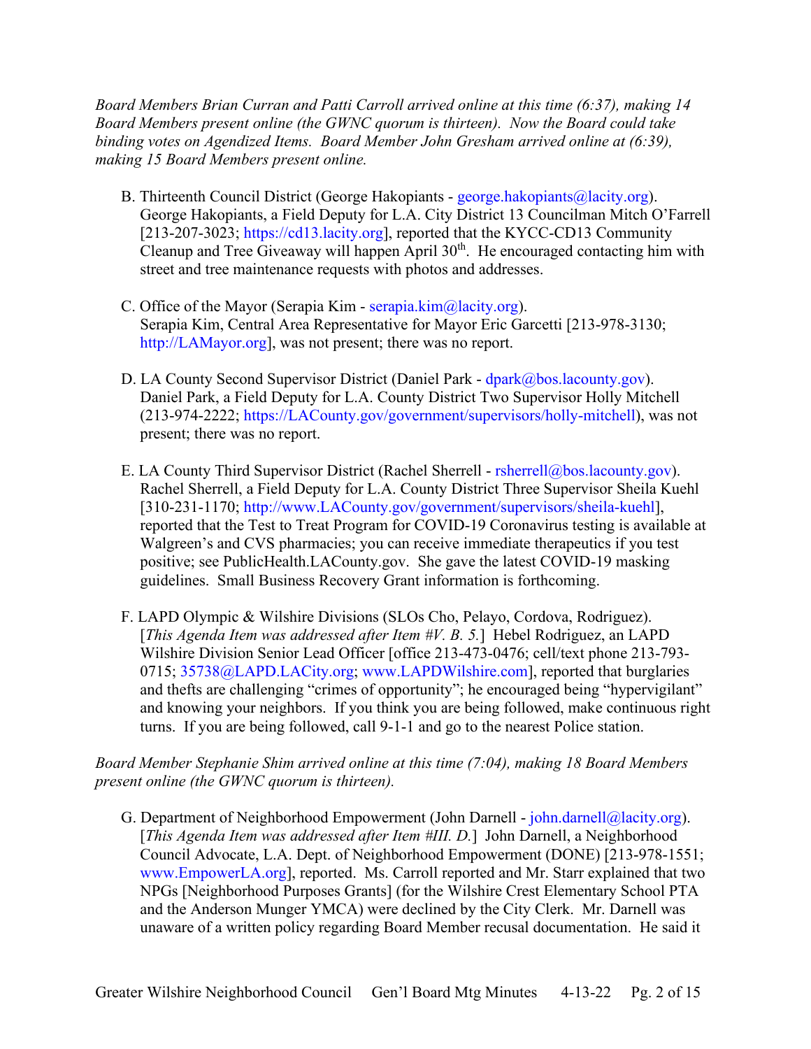*Board Members Brian Curran and Patti Carroll arrived online at this time (6:37), making 14 Board Members present online (the GWNC quorum is thirteen). Now the Board could take binding votes on Agendized Items. Board Member John Gresham arrived online at (6:39), making 15 Board Members present online.*

B. Thirteenth Council District (George Hakopiants - george.hakopiants@lacity.org). George Hakopiants, a Field Deputy for L.A. City District 13 Councilman Mitch O'Farrell [213-207-3023; https://cd13.lacity.org], reported that the KYCC-CD13 Community Cleanup and Tree Giveaway will happen April 30th. He encouraged contacting him with street and tree maintenance requests with photos and addresses.

C. Office of the Mayor (Serapia Kim - serapia.kim@lacity.org). Serapia Kim, Central Area Representative for Mayor Eric Garcetti [213-978-3130; http://LAMayor.org], was not present; there was no report.

D. LA County Second Supervisor District (Daniel Park - dpark@bos.lacounty.gov). Daniel Park, a Field Deputy for L.A. County District Two Supervisor Holly Mitchell (213-974-2222; https://LACounty.gov/government/supervisors/holly-mitchell), was not present; there was no report.

E. LA County Third Supervisor District (Rachel Sherrell - rsherrell@bos.lacounty.gov). Rachel Sherrell, a Field Deputy for L.A. County District Three Supervisor Sheila Kuehl [310-231-1170; http://www.LACounty.gov/government/supervisors/sheila-kuehl], reported that the Test to Treat Program for COVID-19 Coronavirus testing is available at Walgreen's and CVS pharmacies; you can receive immediate therapeutics if you test positive; see PublicHealth.LACounty.gov. She gave the latest COVID-19 masking guidelines. Small Business Recovery Grant information is forthcoming.

F. LAPD Olympic & Wilshire Divisions (SLOs Cho, Pelayo, Cordova, Rodriguez). [*This Agenda Item was addressed after Item #V. B. 5.*] Hebel Rodriguez, an LAPD Wilshire Division Senior Lead Officer [office 213-473-0476; cell/text phone 213-793-0715; 35738@LAPD.LACity.org; www.LAPDWilshire.com], reported that burglaries and thefts are challenging "crimes of opportunity"; he encouraged being "hypervigilant" and knowing your neighbors. If you think you are being followed, make continuous right turns. If you are being followed, call 9-1-1 and go to the nearest Police station.

*Board Member Stephanie Shim arrived online at this time (7:04), making 18 Board Members present online (the GWNC quorum is thirteen).*

G. Department of Neighborhood Empowerment (John Darnell - john.darnell@lacity.org). [*This Agenda Item was addressed after Item #III. D.*] John Darnell, a Neighborhood Council Advocate, L.A. Dept. of Neighborhood Empowerment (DONE) [213-978-1551; www.EmpowerLA.org], reported. Ms. Carroll reported and Mr. Starr explained that two NPGs [Neighborhood Purposes Grants] (for the Wilshire Crest Elementary School PTA and the Anderson Munger YMCA) were declined by the City Clerk. Mr. Darnell was unaware of a written policy regarding Board Member recusal documentation. He said it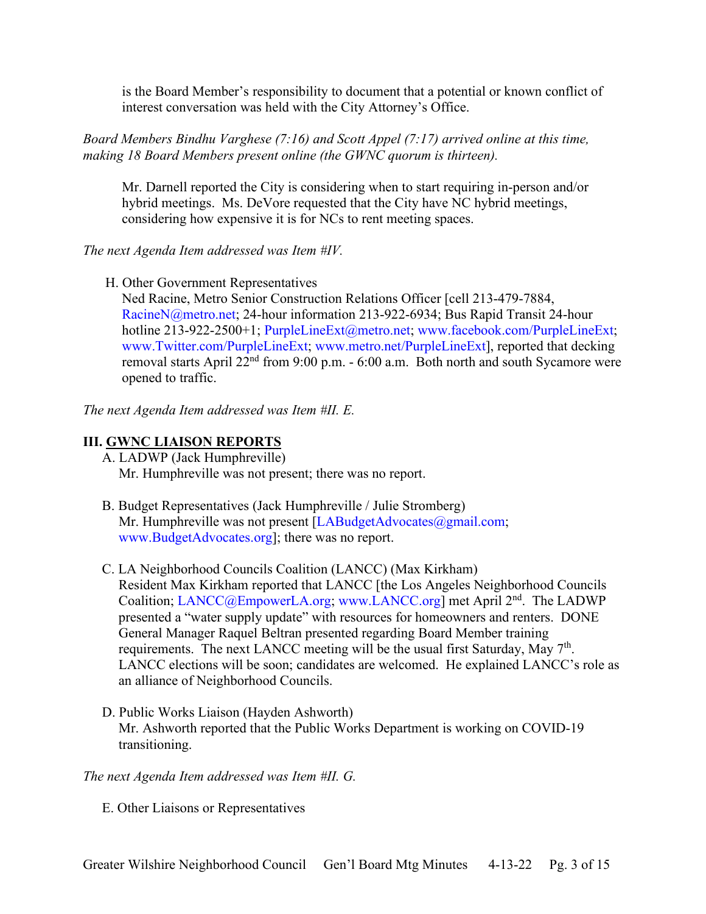is the Board Member's responsibility to document that a potential or known conflict of interest conversation was held with the City Attorney's Office.

*Board Members Bindhu Varghese (7:16) and Scott Appel (7:17) arrived online at this time, making 18 Board Members present online (the GWNC quorum is thirteen).*

Mr. Darnell reported the City is considering when to start requiring in-person and/or hybrid meetings. Ms. DeVore requested that the City have NC hybrid meetings, considering how expensive it is for NCs to rent meeting spaces.

*The next Agenda Item addressed was Item #IV.*

H. Other Government Representatives
Ned Racine, Metro Senior Construction Relations Officer [cell 213-479-7884, RacineN@metro.net; 24-hour information 213-922-6934; Bus Rapid Transit 24-hour hotline 213-922-2500+1; PurpleLineExt@metro.net; www.facebook.com/PurpleLineExt; www.Twitter.com/PurpleLineExt; www.metro.net/PurpleLineExt], reported that decking removal starts April 22nd from 9:00 p.m. - 6:00 a.m. Both north and south Sycamore were opened to traffic.

*The next Agenda Item addressed was Item #II. E.*

## III. GWNC LIAISON REPORTS

A. LADWP (Jack Humphreville)
Mr. Humphreville was not present; there was no report.

B. Budget Representatives (Jack Humphreville / Julie Stromberg)
Mr. Humphreville was not present [LABudgetAdvocates@gmail.com; www.BudgetAdvocates.org]; there was no report.

C. LA Neighborhood Councils Coalition (LANCC) (Max Kirkham)
Resident Max Kirkham reported that LANCC [the Los Angeles Neighborhood Councils Coalition; LANCC@EmpowerLA.org; www.LANCC.org] met April 2nd. The LADWP presented a "water supply update" with resources for homeowners and renters. DONE General Manager Raquel Beltran presented regarding Board Member training requirements. The next LANCC meeting will be the usual first Saturday, May 7th. LANCC elections will be soon; candidates are welcomed. He explained LANCC's role as an alliance of Neighborhood Councils.

D. Public Works Liaison (Hayden Ashworth)
Mr. Ashworth reported that the Public Works Department is working on COVID-19 transitioning.

*The next Agenda Item addressed was Item #II. G.*

E. Other Liaisons or Representatives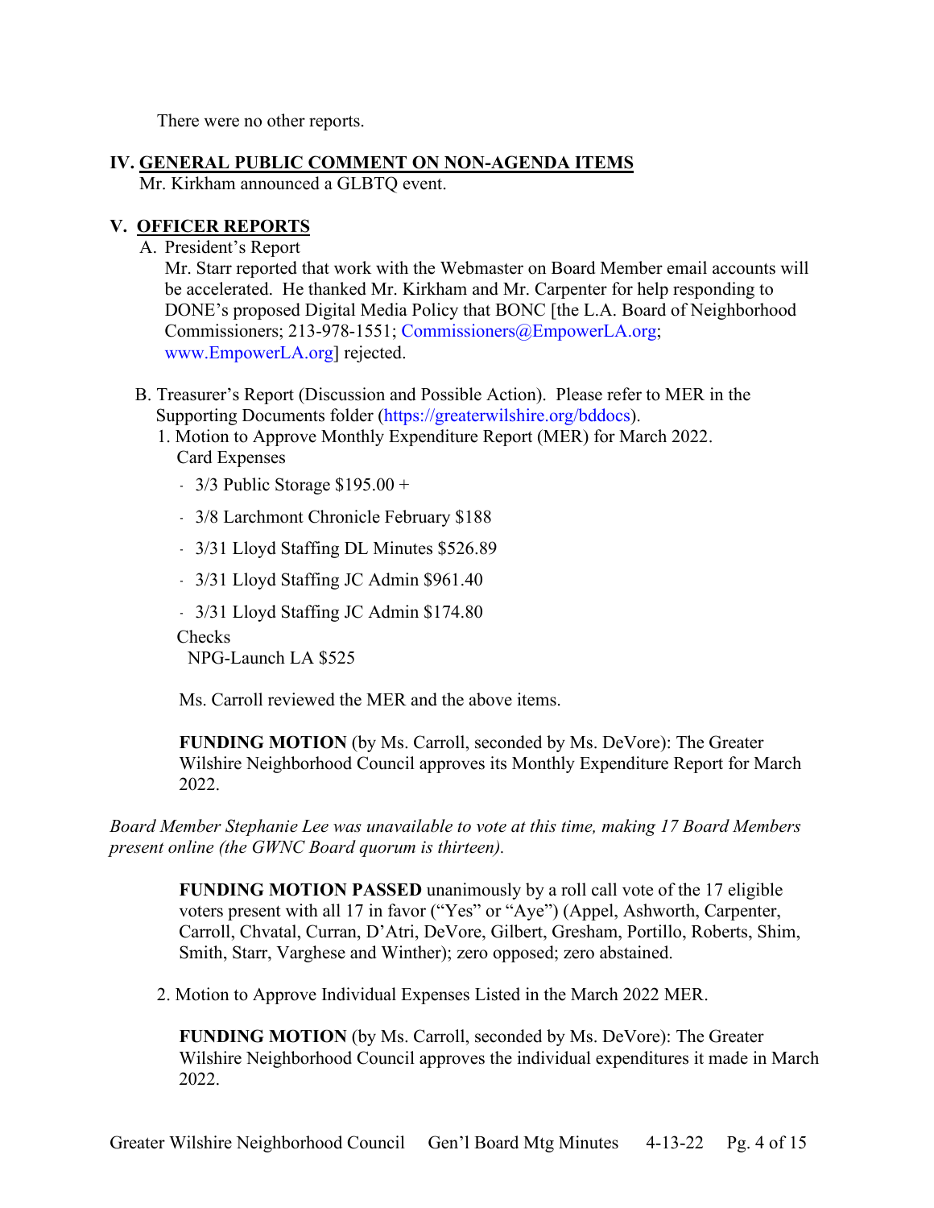There were no other reports.

## IV. GENERAL PUBLIC COMMENT ON NON-AGENDA ITEMS

Mr. Kirkham announced a GLBTQ event.

## V. OFFICER REPORTS

A. President's Report

Mr. Starr reported that work with the Webmaster on Board Member email accounts will be accelerated. He thanked Mr. Kirkham and Mr. Carpenter for help responding to DONE's proposed Digital Media Policy that BONC [the L.A. Board of Neighborhood Commissioners; 213-978-1551; Commissioners@EmpowerLA.org; www.EmpowerLA.org] rejected.

B. Treasurer's Report (Discussion and Possible Action). Please refer to MER in the Supporting Documents folder (https://greaterwilshire.org/bddocs).

1. Motion to Approve Monthly Expenditure Report (MER) for March 2022.

Card Expenses

- 3/3 Public Storage $195.00 +
- 3/8 Larchmont Chronicle February $188
- 3/31 Lloyd Staffing DL Minutes $526.89
- 3/31 Lloyd Staffing JC Admin $961.40
- 3/31 Lloyd Staffing JC Admin $174.80

Checks

NPG-Launch LA $525

Ms. Carroll reviewed the MER and the above items.

**FUNDING MOTION** (by Ms. Carroll, seconded by Ms. DeVore): The Greater Wilshire Neighborhood Council approves its Monthly Expenditure Report for March 2022.

*Board Member Stephanie Lee was unavailable to vote at this time, making 17 Board Members present online (the GWNC Board quorum is thirteen).*

**FUNDING MOTION PASSED** unanimously by a roll call vote of the 17 eligible voters present with all 17 in favor ("Yes" or "Aye") (Appel, Ashworth, Carpenter, Carroll, Chvatal, Curran, D'Atri, DeVore, Gilbert, Gresham, Portillo, Roberts, Shim, Smith, Starr, Varghese and Winther); zero opposed; zero abstained.

2. Motion to Approve Individual Expenses Listed in the March 2022 MER.

**FUNDING MOTION** (by Ms. Carroll, seconded by Ms. DeVore): The Greater Wilshire Neighborhood Council approves the individual expenditures it made in March 2022.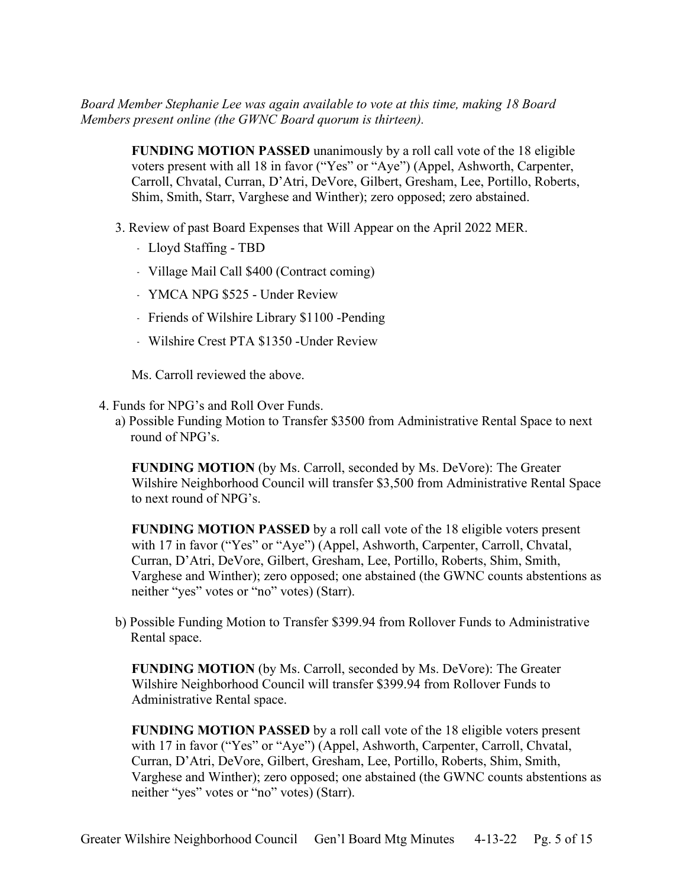*Board Member Stephanie Lee was again available to vote at this time, making 18 Board Members present online (the GWNC Board quorum is thirteen).*

> **FUNDING MOTION PASSED** unanimously by a roll call vote of the 18 eligible voters present with all 18 in favor ("Yes" or "Aye") (Appel, Ashworth, Carpenter, Carroll, Chvatal, Curran, D'Atri, DeVore, Gilbert, Gresham, Lee, Portillo, Roberts, Shim, Smith, Starr, Varghese and Winther); zero opposed; zero abstained.

3. Review of past Board Expenses that Will Appear on the April 2022 MER.
   - Lloyd Staffing - TBD
   - Village Mail Call $400 (Contract coming)
   - YMCA NPG $525 - Under Review
   - Friends of Wilshire Library $1100 -Pending
   - Wilshire Crest PTA $1350 -Under Review

   Ms. Carroll reviewed the above.

4. Funds for NPG's and Roll Over Funds.
   a) Possible Funding Motion to Transfer $3500 from Administrative Rental Space to next round of NPG's.

   **FUNDING MOTION** (by Ms. Carroll, seconded by Ms. DeVore): The Greater Wilshire Neighborhood Council will transfer $3,500 from Administrative Rental Space to next round of NPG's.

   **FUNDING MOTION PASSED** by a roll call vote of the 18 eligible voters present with 17 in favor ("Yes" or "Aye") (Appel, Ashworth, Carpenter, Carroll, Chvatal, Curran, D'Atri, DeVore, Gilbert, Gresham, Lee, Portillo, Roberts, Shim, Smith, Varghese and Winther); zero opposed; one abstained (the GWNC counts abstentions as neither "yes" votes or "no" votes) (Starr).

   b) Possible Funding Motion to Transfer $399.94 from Rollover Funds to Administrative Rental space.

   **FUNDING MOTION** (by Ms. Carroll, seconded by Ms. DeVore): The Greater Wilshire Neighborhood Council will transfer $399.94 from Rollover Funds to Administrative Rental space.

   **FUNDING MOTION PASSED** by a roll call vote of the 18 eligible voters present with 17 in favor ("Yes" or "Aye") (Appel, Ashworth, Carpenter, Carroll, Chvatal, Curran, D'Atri, DeVore, Gilbert, Gresham, Lee, Portillo, Roberts, Shim, Smith, Varghese and Winther); zero opposed; one abstained (the GWNC counts abstentions as neither "yes" votes or "no" votes) (Starr).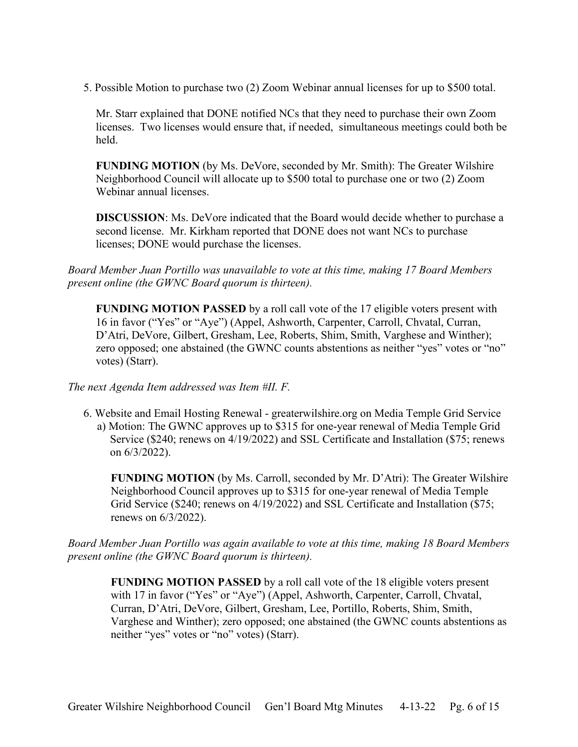5. Possible Motion to purchase two (2) Zoom Webinar annual licenses for up to $500 total.

   Mr. Starr explained that DONE notified NCs that they need to purchase their own Zoom licenses. Two licenses would ensure that, if needed, simultaneous meetings could both be held.

   **FUNDING MOTION** (by Ms. DeVore, seconded by Mr. Smith): The Greater Wilshire Neighborhood Council will allocate up to $500 total to purchase one or two (2) Zoom Webinar annual licenses.

   **DISCUSSION**: Ms. DeVore indicated that the Board would decide whether to purchase a second license. Mr. Kirkham reported that DONE does not want NCs to purchase licenses; DONE would purchase the licenses.

*Board Member Juan Portillo was unavailable to vote at this time, making 17 Board Members present online (the GWNC Board quorum is thirteen).*

   **FUNDING MOTION PASSED** by a roll call vote of the 17 eligible voters present with 16 in favor ("Yes" or "Aye") (Appel, Ashworth, Carpenter, Carroll, Chvatal, Curran, D'Atri, DeVore, Gilbert, Gresham, Lee, Roberts, Shim, Smith, Varghese and Winther); zero opposed; one abstained (the GWNC counts abstentions as neither "yes" votes or "no" votes) (Starr).

*The next Agenda Item addressed was Item #II. F.*

6. Website and Email Hosting Renewal - greaterwilshire.org on Media Temple Grid Service
   a) Motion: The GWNC approves up to $315 for one-year renewal of Media Temple Grid Service ($240; renews on 4/19/2022) and SSL Certificate and Installation ($75; renews on 6/3/2022).

   **FUNDING MOTION** (by Ms. Carroll, seconded by Mr. D'Atri): The Greater Wilshire Neighborhood Council approves up to $315 for one-year renewal of Media Temple Grid Service ($240; renews on 4/19/2022) and SSL Certificate and Installation ($75; renews on 6/3/2022).

*Board Member Juan Portillo was again available to vote at this time, making 18 Board Members present online (the GWNC Board quorum is thirteen).*

   **FUNDING MOTION PASSED** by a roll call vote of the 18 eligible voters present with 17 in favor ("Yes" or "Aye") (Appel, Ashworth, Carpenter, Carroll, Chvatal, Curran, D'Atri, DeVore, Gilbert, Gresham, Lee, Portillo, Roberts, Shim, Smith, Varghese and Winther); zero opposed; one abstained (the GWNC counts abstentions as neither "yes" votes or "no" votes) (Starr).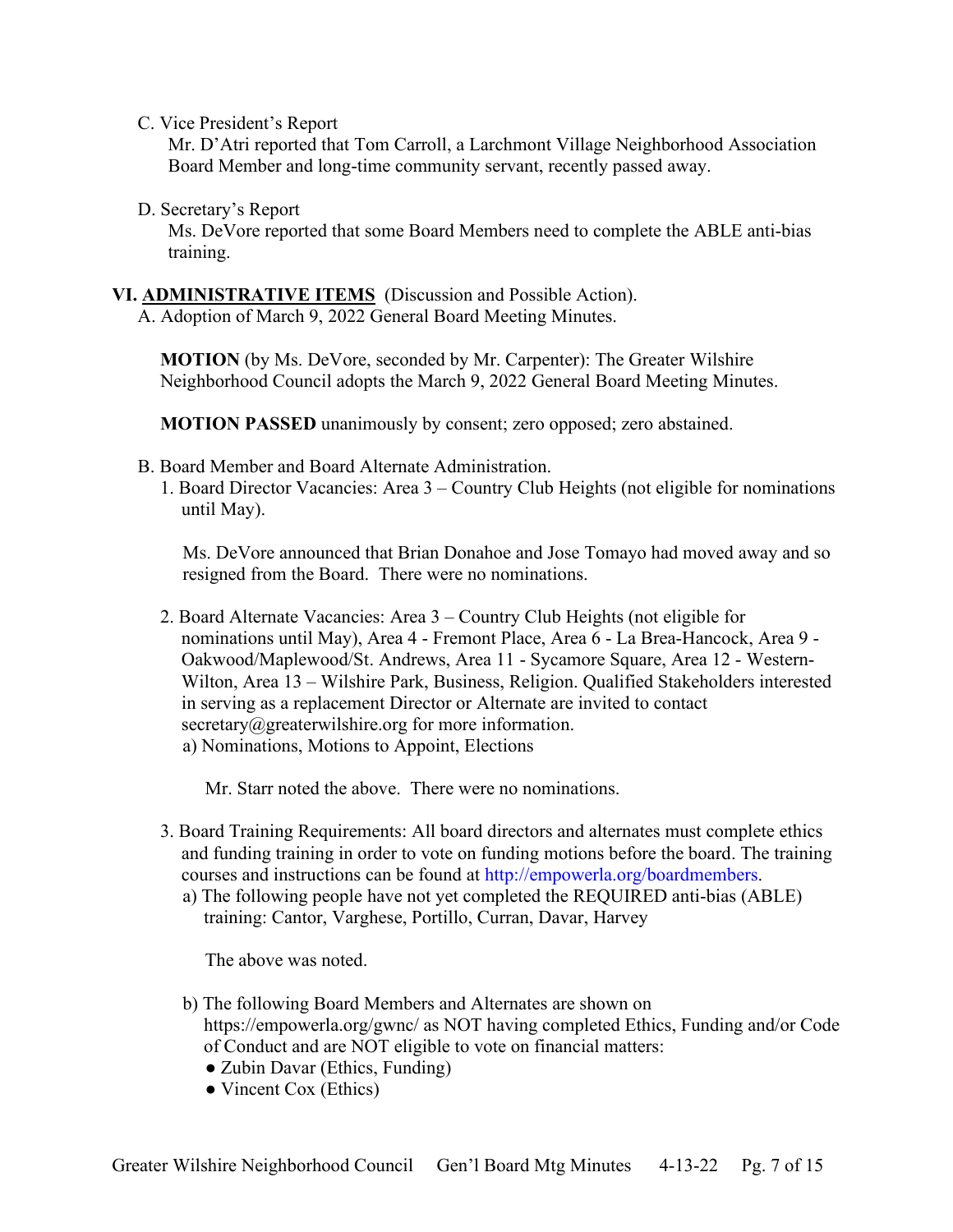C. Vice President's Report

Mr. D'Atri reported that Tom Carroll, a Larchmont Village Neighborhood Association Board Member and long-time community servant, recently passed away.

D. Secretary's Report

Ms. DeVore reported that some Board Members need to complete the ABLE anti-bias training.

## VI. ADMINISTRATIVE ITEMS (Discussion and Possible Action).

A. Adoption of March 9, 2022 General Board Meeting Minutes.

**MOTION** (by Ms. DeVore, seconded by Mr. Carpenter): The Greater Wilshire Neighborhood Council adopts the March 9, 2022 General Board Meeting Minutes.

**MOTION PASSED** unanimously by consent; zero opposed; zero abstained.

B. Board Member and Board Alternate Administration.

1. Board Director Vacancies: Area 3 – Country Club Heights (not eligible for nominations until May).

   Ms. DeVore announced that Brian Donahoe and Jose Tomayo had moved away and so resigned from the Board. There were no nominations.

2. Board Alternate Vacancies: Area 3 – Country Club Heights (not eligible for nominations until May), Area 4 - Fremont Place, Area 6 - La Brea-Hancock, Area 9 - Oakwood/Maplewood/St. Andrews, Area 11 - Sycamore Square, Area 12 - Western-Wilton, Area 13 – Wilshire Park, Business, Religion. Qualified Stakeholders interested in serving as a replacement Director or Alternate are invited to contact secretary@greaterwilshire.org for more information.
   a) Nominations, Motions to Appoint, Elections

      Mr. Starr noted the above. There were no nominations.

3. Board Training Requirements: All board directors and alternates must complete ethics and funding training in order to vote on funding motions before the board. The training courses and instructions can be found at http://empowerla.org/boardmembers.
   a) The following people have not yet completed the REQUIRED anti-bias (ABLE) training: Cantor, Varghese, Portillo, Curran, Davar, Harvey

      The above was noted.

   b) The following Board Members and Alternates are shown on https://empowerla.org/gwnc/ as NOT having completed Ethics, Funding and/or Code of Conduct and are NOT eligible to vote on financial matters:
      - Zubin Davar (Ethics, Funding)
      - Vincent Cox (Ethics)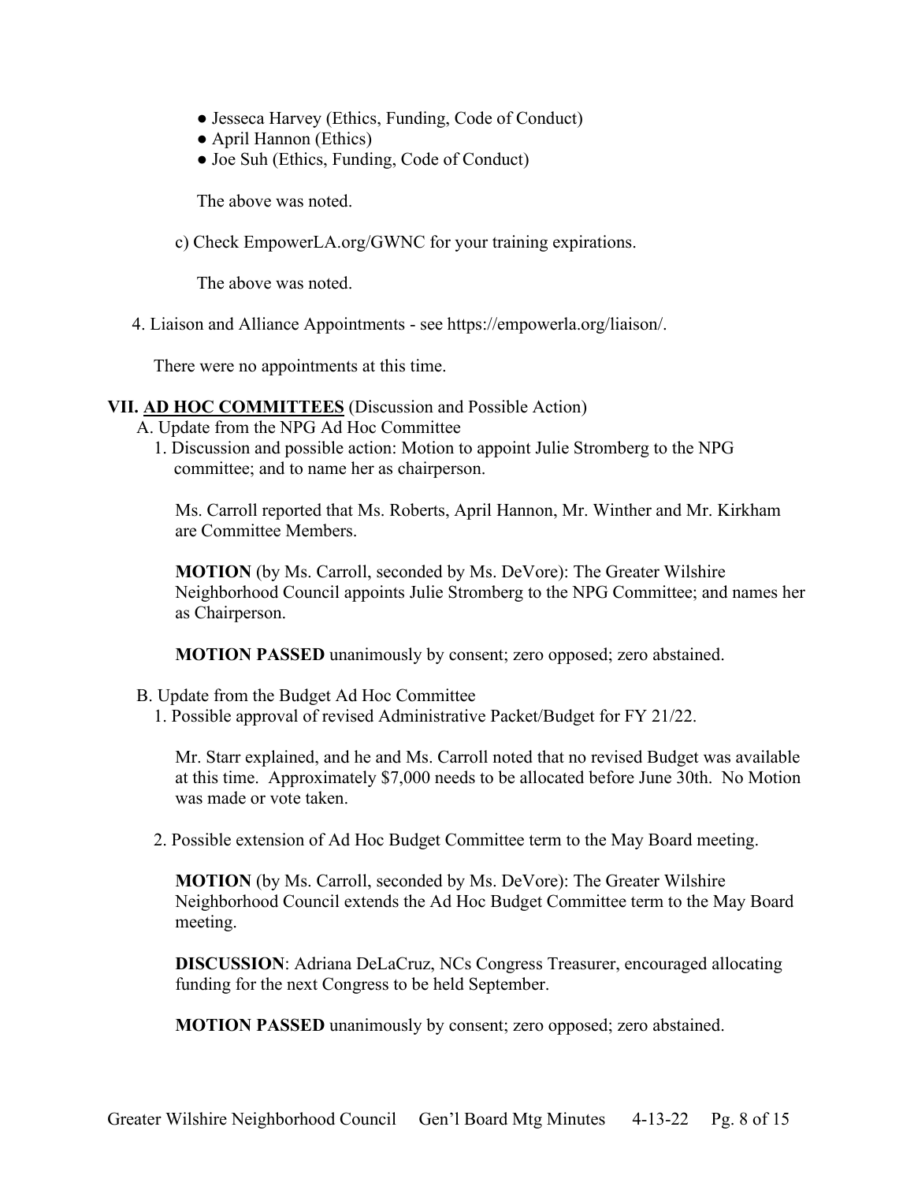- Jesseca Harvey (Ethics, Funding, Code of Conduct)
- April Hannon (Ethics)
- Joe Suh (Ethics, Funding, Code of Conduct)

The above was noted.

c) Check EmpowerLA.org/GWNC for your training expirations.

The above was noted.

4. Liaison and Alliance Appointments - see https://empowerla.org/liaison/.

There were no appointments at this time.

## VII. AD HOC COMMITTEES (Discussion and Possible Action)

A. Update from the NPG Ad Hoc Committee

1. Discussion and possible action: Motion to appoint Julie Stromberg to the NPG committee; and to name her as chairperson.

Ms. Carroll reported that Ms. Roberts, April Hannon, Mr. Winther and Mr. Kirkham are Committee Members.

**MOTION** (by Ms. Carroll, seconded by Ms. DeVore): The Greater Wilshire Neighborhood Council appoints Julie Stromberg to the NPG Committee; and names her as Chairperson.

**MOTION PASSED** unanimously by consent; zero opposed; zero abstained.

B. Update from the Budget Ad Hoc Committee

1. Possible approval of revised Administrative Packet/Budget for FY 21/22.

Mr. Starr explained, and he and Ms. Carroll noted that no revised Budget was available at this time. Approximately $7,000 needs to be allocated before June 30th. No Motion was made or vote taken.

2. Possible extension of Ad Hoc Budget Committee term to the May Board meeting.

**MOTION** (by Ms. Carroll, seconded by Ms. DeVore): The Greater Wilshire Neighborhood Council extends the Ad Hoc Budget Committee term to the May Board meeting.

**DISCUSSION**: Adriana DeLaCruz, NCs Congress Treasurer, encouraged allocating funding for the next Congress to be held September.

**MOTION PASSED** unanimously by consent; zero opposed; zero abstained.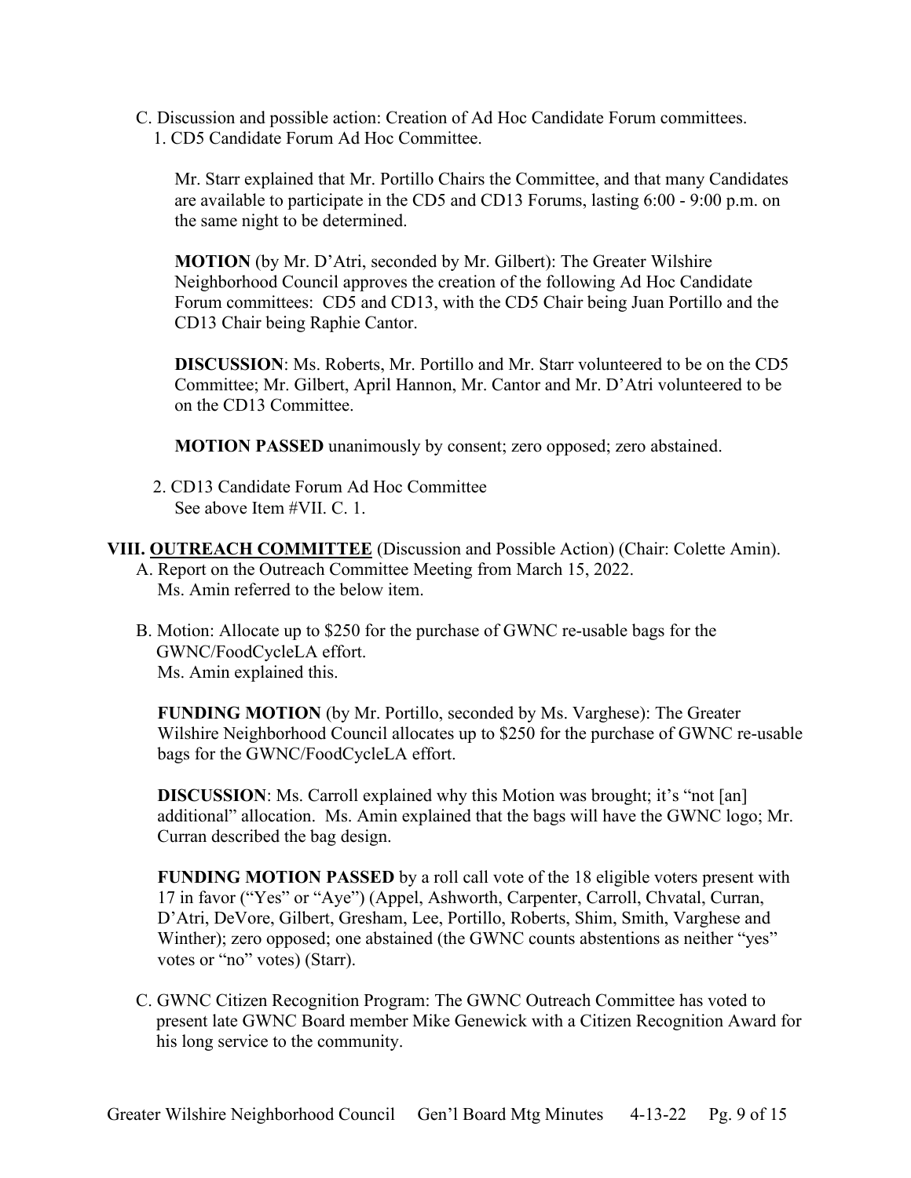C. Discussion and possible action: Creation of Ad Hoc Candidate Forum committees.

1. CD5 Candidate Forum Ad Hoc Committee.

Mr. Starr explained that Mr. Portillo Chairs the Committee, and that many Candidates are available to participate in the CD5 and CD13 Forums, lasting 6:00 - 9:00 p.m. on the same night to be determined.

**MOTION** (by Mr. D'Atri, seconded by Mr. Gilbert): The Greater Wilshire Neighborhood Council approves the creation of the following Ad Hoc Candidate Forum committees: CD5 and CD13, with the CD5 Chair being Juan Portillo and the CD13 Chair being Raphie Cantor.

**DISCUSSION**: Ms. Roberts, Mr. Portillo and Mr. Starr volunteered to be on the CD5 Committee; Mr. Gilbert, April Hannon, Mr. Cantor and Mr. D'Atri volunteered to be on the CD13 Committee.

**MOTION PASSED** unanimously by consent; zero opposed; zero abstained.

2. CD13 Candidate Forum Ad Hoc Committee
See above Item #VII. C. 1.

## VIII. <u>OUTREACH COMMITTEE</u> (Discussion and Possible Action) (Chair: Colette Amin).

A. Report on the Outreach Committee Meeting from March 15, 2022.
Ms. Amin referred to the below item.

B. Motion: Allocate up to $250 for the purchase of GWNC re-usable bags for the GWNC/FoodCycleLA effort.
Ms. Amin explained this.

**FUNDING MOTION** (by Mr. Portillo, seconded by Ms. Varghese): The Greater Wilshire Neighborhood Council allocates up to $250 for the purchase of GWNC re-usable bags for the GWNC/FoodCycleLA effort.

**DISCUSSION**: Ms. Carroll explained why this Motion was brought; it's "not [an] additional" allocation. Ms. Amin explained that the bags will have the GWNC logo; Mr. Curran described the bag design.

**FUNDING MOTION PASSED** by a roll call vote of the 18 eligible voters present with 17 in favor ("Yes" or "Aye") (Appel, Ashworth, Carpenter, Carroll, Chvatal, Curran, D'Atri, DeVore, Gilbert, Gresham, Lee, Portillo, Roberts, Shim, Smith, Varghese and Winther); zero opposed; one abstained (the GWNC counts abstentions as neither "yes" votes or "no" votes) (Starr).

C. GWNC Citizen Recognition Program: The GWNC Outreach Committee has voted to present late GWNC Board member Mike Genewick with a Citizen Recognition Award for his long service to the community.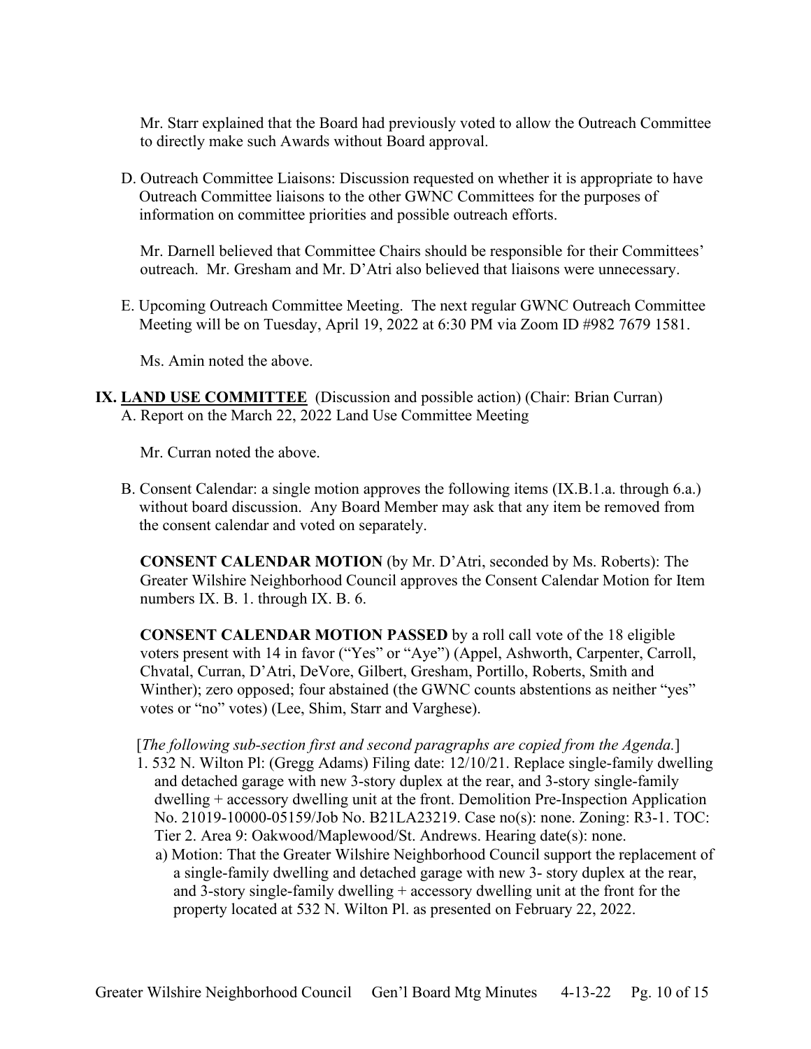Mr. Starr explained that the Board had previously voted to allow the Outreach Committee to directly make such Awards without Board approval.

D. Outreach Committee Liaisons: Discussion requested on whether it is appropriate to have Outreach Committee liaisons to the other GWNC Committees for the purposes of information on committee priorities and possible outreach efforts.

Mr. Darnell believed that Committee Chairs should be responsible for their Committees' outreach. Mr. Gresham and Mr. D'Atri also believed that liaisons were unnecessary.

E. Upcoming Outreach Committee Meeting. The next regular GWNC Outreach Committee Meeting will be on Tuesday, April 19, 2022 at 6:30 PM via Zoom ID #982 7679 1581.

Ms. Amin noted the above.

## IX. <u>LAND USE COMMITTEE</u> (Discussion and possible action) (Chair: Brian Curran)

A. Report on the March 22, 2022 Land Use Committee Meeting

Mr. Curran noted the above.

B. Consent Calendar: a single motion approves the following items (IX.B.1.a. through 6.a.) without board discussion. Any Board Member may ask that any item be removed from the consent calendar and voted on separately.

**CONSENT CALENDAR MOTION** (by Mr. D'Atri, seconded by Ms. Roberts): The Greater Wilshire Neighborhood Council approves the Consent Calendar Motion for Item numbers IX. B. 1. through IX. B. 6.

**CONSENT CALENDAR MOTION PASSED** by a roll call vote of the 18 eligible voters present with 14 in favor ("Yes" or "Aye") (Appel, Ashworth, Carpenter, Carroll, Chvatal, Curran, D'Atri, DeVore, Gilbert, Gresham, Portillo, Roberts, Smith and Winther); zero opposed; four abstained (the GWNC counts abstentions as neither "yes" votes or "no" votes) (Lee, Shim, Starr and Varghese).

[*The following sub-section first and second paragraphs are copied from the Agenda.*]

1. 532 N. Wilton Pl: (Gregg Adams) Filing date: 12/10/21. Replace single-family dwelling and detached garage with new 3-story duplex at the rear, and 3-story single-family dwelling + accessory dwelling unit at the front. Demolition Pre-Inspection Application No. 21019-10000-05159/Job No. B21LA23219. Case no(s): none. Zoning: R3-1. TOC: Tier 2. Area 9: Oakwood/Maplewood/St. Andrews. Hearing date(s): none.
   a) Motion: That the Greater Wilshire Neighborhood Council support the replacement of a single-family dwelling and detached garage with new 3- story duplex at the rear, and 3-story single-family dwelling + accessory dwelling unit at the front for the property located at 532 N. Wilton Pl. as presented on February 22, 2022.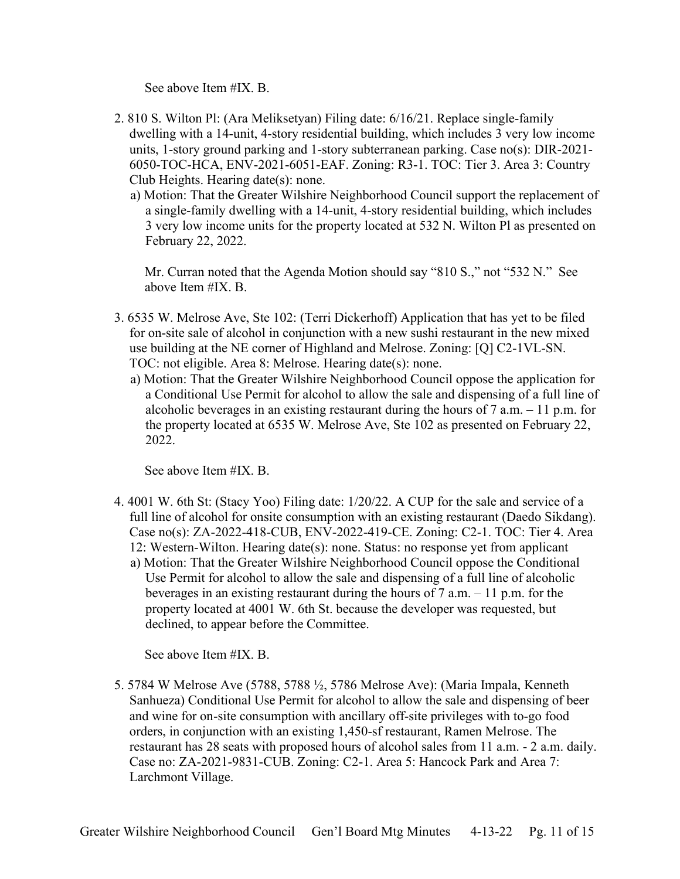See above Item #IX. B.

2. 810 S. Wilton Pl: (Ara Meliksetyan) Filing date: 6/16/21. Replace single-family dwelling with a 14-unit, 4-story residential building, which includes 3 very low income units, 1-story ground parking and 1-story subterranean parking. Case no(s): DIR-2021-6050-TOC-HCA, ENV-2021-6051-EAF. Zoning: R3-1. TOC: Tier 3. Area 3: Country Club Heights. Hearing date(s): none.
   a) Motion: That the Greater Wilshire Neighborhood Council support the replacement of a single-family dwelling with a 14-unit, 4-story residential building, which includes 3 very low income units for the property located at 532 N. Wilton Pl as presented on February 22, 2022.

   Mr. Curran noted that the Agenda Motion should say "810 S.," not "532 N." See above Item #IX. B.

3. 6535 W. Melrose Ave, Ste 102: (Terri Dickerhoff) Application that has yet to be filed for on-site sale of alcohol in conjunction with a new sushi restaurant in the new mixed use building at the NE corner of Highland and Melrose. Zoning: [Q] C2-1VL-SN. TOC: not eligible. Area 8: Melrose. Hearing date(s): none.
   a) Motion: That the Greater Wilshire Neighborhood Council oppose the application for a Conditional Use Permit for alcohol to allow the sale and dispensing of a full line of alcoholic beverages in an existing restaurant during the hours of 7 a.m. – 11 p.m. for the property located at 6535 W. Melrose Ave, Ste 102 as presented on February 22, 2022.

   See above Item #IX. B.

4. 4001 W. 6th St: (Stacy Yoo) Filing date: 1/20/22. A CUP for the sale and service of a full line of alcohol for onsite consumption with an existing restaurant (Daedo Sikdang). Case no(s): ZA-2022-418-CUB, ENV-2022-419-CE. Zoning: C2-1. TOC: Tier 4. Area 12: Western-Wilton. Hearing date(s): none. Status: no response yet from applicant
   a) Motion: That the Greater Wilshire Neighborhood Council oppose the Conditional Use Permit for alcohol to allow the sale and dispensing of a full line of alcoholic beverages in an existing restaurant during the hours of 7 a.m. – 11 p.m. for the property located at 4001 W. 6th St. because the developer was requested, but declined, to appear before the Committee.

   See above Item #IX. B.

5. 5784 W Melrose Ave (5788, 5788 ½, 5786 Melrose Ave): (Maria Impala, Kenneth Sanhueza) Conditional Use Permit for alcohol to allow the sale and dispensing of beer and wine for on-site consumption with ancillary off-site privileges with to-go food orders, in conjunction with an existing 1,450-sf restaurant, Ramen Melrose. The restaurant has 28 seats with proposed hours of alcohol sales from 11 a.m. - 2 a.m. daily. Case no: ZA-2021-9831-CUB. Zoning: C2-1. Area 5: Hancock Park and Area 7: Larchmont Village.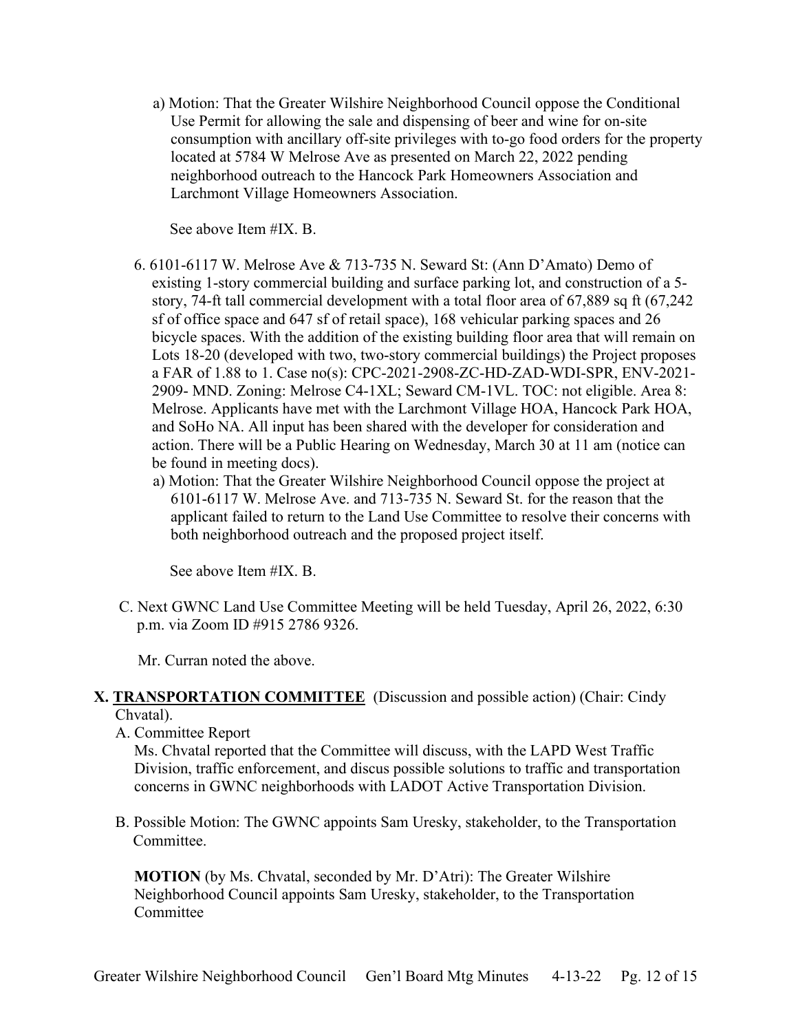a) Motion: That the Greater Wilshire Neighborhood Council oppose the Conditional Use Permit for allowing the sale and dispensing of beer and wine for on-site consumption with ancillary off-site privileges with to-go food orders for the property located at 5784 W Melrose Ave as presented on March 22, 2022 pending neighborhood outreach to the Hancock Park Homeowners Association and Larchmont Village Homeowners Association.

See above Item #IX. B.

6. 6101-6117 W. Melrose Ave & 713-735 N. Seward St: (Ann D'Amato) Demo of existing 1-story commercial building and surface parking lot, and construction of a 5-story, 74-ft tall commercial development with a total floor area of 67,889 sq ft (67,242 sf of office space and 647 sf of retail space), 168 vehicular parking spaces and 26 bicycle spaces. With the addition of the existing building floor area that will remain on Lots 18-20 (developed with two, two-story commercial buildings) the Project proposes a FAR of 1.88 to 1. Case no(s): CPC-2021-2908-ZC-HD-ZAD-WDI-SPR, ENV-2021-2909- MND. Zoning: Melrose C4-1XL; Seward CM-1VL. TOC: not eligible. Area 8: Melrose. Applicants have met with the Larchmont Village HOA, Hancock Park HOA, and SoHo NA. All input has been shared with the developer for consideration and action. There will be a Public Hearing on Wednesday, March 30 at 11 am (notice can be found in meeting docs).
   a) Motion: That the Greater Wilshire Neighborhood Council oppose the project at 6101-6117 W. Melrose Ave. and 713-735 N. Seward St. for the reason that the applicant failed to return to the Land Use Committee to resolve their concerns with both neighborhood outreach and the proposed project itself.

   See above Item #IX. B.

C. Next GWNC Land Use Committee Meeting will be held Tuesday, April 26, 2022, 6:30 p.m. via Zoom ID #915 2786 9326.

Mr. Curran noted the above.

## X. TRANSPORTATION COMMITTEE (Discussion and possible action) (Chair: Cindy Chvatal).

A. Committee Report

Ms. Chvatal reported that the Committee will discuss, with the LAPD West Traffic Division, traffic enforcement, and discus possible solutions to traffic and transportation concerns in GWNC neighborhoods with LADOT Active Transportation Division.

B. Possible Motion: The GWNC appoints Sam Uresky, stakeholder, to the Transportation Committee.

**MOTION** (by Ms. Chvatal, seconded by Mr. D'Atri): The Greater Wilshire Neighborhood Council appoints Sam Uresky, stakeholder, to the Transportation Committee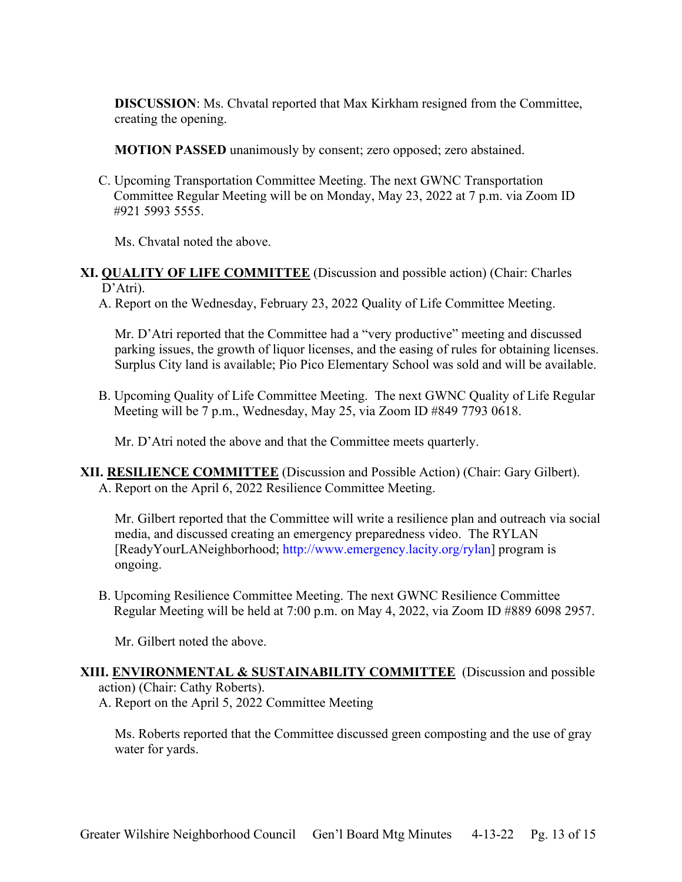**DISCUSSION**: Ms. Chvatal reported that Max Kirkham resigned from the Committee, creating the opening.

**MOTION PASSED** unanimously by consent; zero opposed; zero abstained.

C. Upcoming Transportation Committee Meeting. The next GWNC Transportation Committee Regular Meeting will be on Monday, May 23, 2022 at 7 p.m. via Zoom ID #921 5993 5555.

Ms. Chvatal noted the above.

**XI. QUALITY OF LIFE COMMITTEE** (Discussion and possible action) (Chair: Charles D'Atri).

A. Report on the Wednesday, February 23, 2022 Quality of Life Committee Meeting.

Mr. D'Atri reported that the Committee had a "very productive" meeting and discussed parking issues, the growth of liquor licenses, and the easing of rules for obtaining licenses. Surplus City land is available; Pio Pico Elementary School was sold and will be available.

B. Upcoming Quality of Life Committee Meeting. The next GWNC Quality of Life Regular Meeting will be 7 p.m., Wednesday, May 25, via Zoom ID #849 7793 0618.

Mr. D'Atri noted the above and that the Committee meets quarterly.

**XII. RESILIENCE COMMITTEE** (Discussion and Possible Action) (Chair: Gary Gilbert).

A. Report on the April 6, 2022 Resilience Committee Meeting.

Mr. Gilbert reported that the Committee will write a resilience plan and outreach via social media, and discussed creating an emergency preparedness video. The RYLAN [ReadyYourLANeighborhood; http://www.emergency.lacity.org/rylan] program is ongoing.

B. Upcoming Resilience Committee Meeting. The next GWNC Resilience Committee Regular Meeting will be held at 7:00 p.m. on May 4, 2022, via Zoom ID #889 6098 2957.

Mr. Gilbert noted the above.

**XIII. ENVIRONMENTAL & SUSTAINABILITY COMMITTEE** (Discussion and possible action) (Chair: Cathy Roberts).

A. Report on the April 5, 2022 Committee Meeting

Ms. Roberts reported that the Committee discussed green composting and the use of gray water for yards.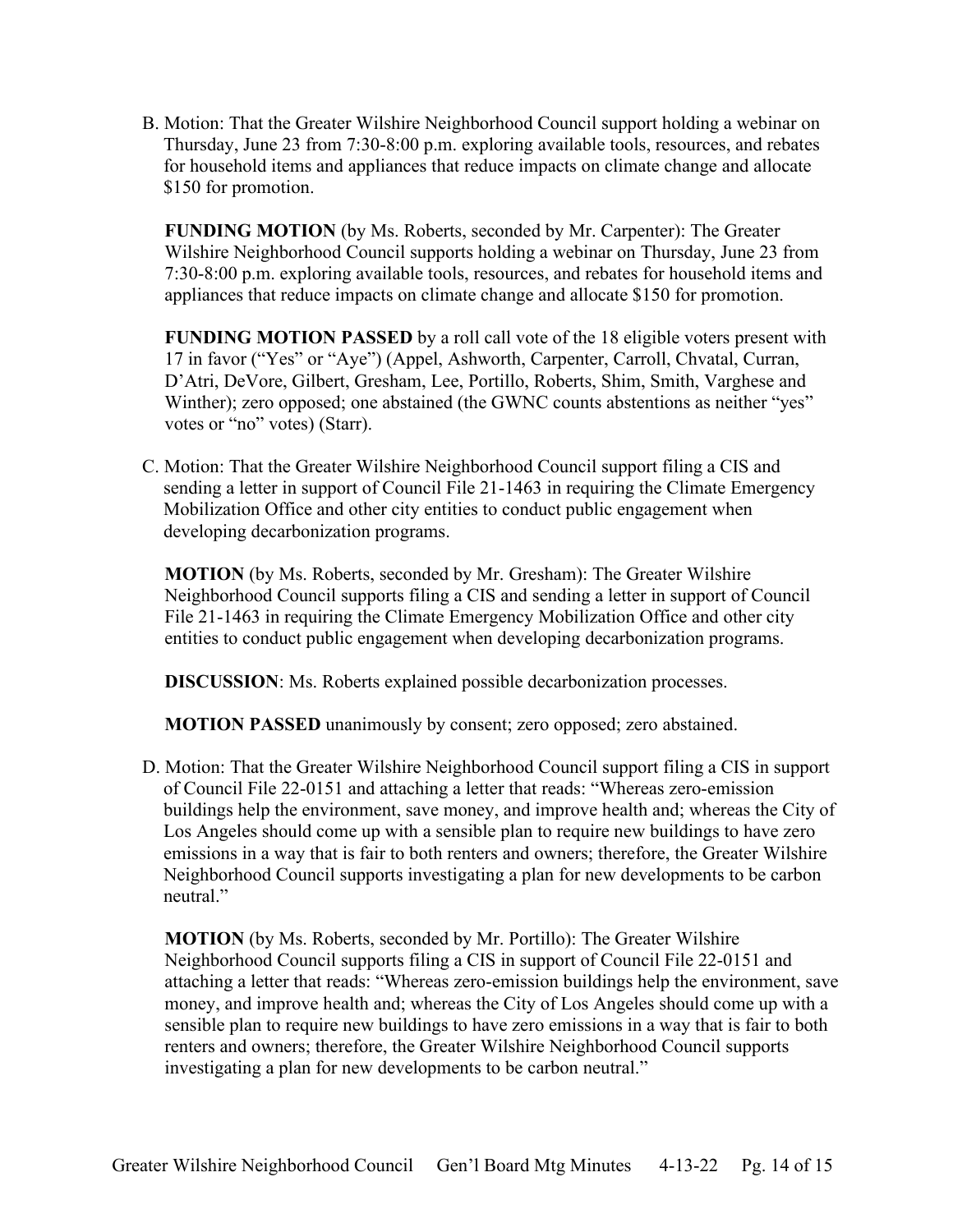B. Motion: That the Greater Wilshire Neighborhood Council support holding a webinar on Thursday, June 23 from 7:30-8:00 p.m. exploring available tools, resources, and rebates for household items and appliances that reduce impacts on climate change and allocate $150 for promotion.

**FUNDING MOTION** (by Ms. Roberts, seconded by Mr. Carpenter): The Greater Wilshire Neighborhood Council supports holding a webinar on Thursday, June 23 from 7:30-8:00 p.m. exploring available tools, resources, and rebates for household items and appliances that reduce impacts on climate change and allocate $150 for promotion.

**FUNDING MOTION PASSED** by a roll call vote of the 18 eligible voters present with 17 in favor ("Yes" or "Aye") (Appel, Ashworth, Carpenter, Carroll, Chvatal, Curran, D'Atri, DeVore, Gilbert, Gresham, Lee, Portillo, Roberts, Shim, Smith, Varghese and Winther); zero opposed; one abstained (the GWNC counts abstentions as neither "yes" votes or "no" votes) (Starr).

C. Motion: That the Greater Wilshire Neighborhood Council support filing a CIS and sending a letter in support of Council File 21-1463 in requiring the Climate Emergency Mobilization Office and other city entities to conduct public engagement when developing decarbonization programs.

**MOTION** (by Ms. Roberts, seconded by Mr. Gresham): The Greater Wilshire Neighborhood Council supports filing a CIS and sending a letter in support of Council File 21-1463 in requiring the Climate Emergency Mobilization Office and other city entities to conduct public engagement when developing decarbonization programs.

**DISCUSSION**: Ms. Roberts explained possible decarbonization processes.

**MOTION PASSED** unanimously by consent; zero opposed; zero abstained.

D. Motion: That the Greater Wilshire Neighborhood Council support filing a CIS in support of Council File 22-0151 and attaching a letter that reads: "Whereas zero-emission buildings help the environment, save money, and improve health and; whereas the City of Los Angeles should come up with a sensible plan to require new buildings to have zero emissions in a way that is fair to both renters and owners; therefore, the Greater Wilshire Neighborhood Council supports investigating a plan for new developments to be carbon neutral."

**MOTION** (by Ms. Roberts, seconded by Mr. Portillo): The Greater Wilshire Neighborhood Council supports filing a CIS in support of Council File 22-0151 and attaching a letter that reads: "Whereas zero-emission buildings help the environment, save money, and improve health and; whereas the City of Los Angeles should come up with a sensible plan to require new buildings to have zero emissions in a way that is fair to both renters and owners; therefore, the Greater Wilshire Neighborhood Council supports investigating a plan for new developments to be carbon neutral."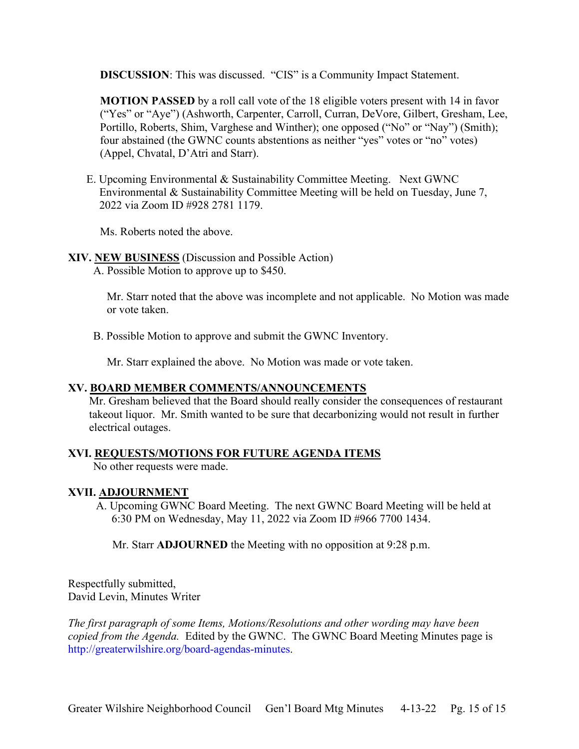**DISCUSSION**: This was discussed. "CIS" is a Community Impact Statement.

**MOTION PASSED** by a roll call vote of the 18 eligible voters present with 14 in favor ("Yes" or "Aye") (Ashworth, Carpenter, Carroll, Curran, DeVore, Gilbert, Gresham, Lee, Portillo, Roberts, Shim, Varghese and Winther); one opposed ("No" or "Nay") (Smith); four abstained (the GWNC counts abstentions as neither "yes" votes or "no" votes) (Appel, Chvatal, D'Atri and Starr).

E. Upcoming Environmental & Sustainability Committee Meeting. Next GWNC Environmental & Sustainability Committee Meeting will be held on Tuesday, June 7, 2022 via Zoom ID #928 2781 1179.

Ms. Roberts noted the above.

**XIV. NEW BUSINESS** (Discussion and Possible Action)

A. Possible Motion to approve up to $450.

Mr. Starr noted that the above was incomplete and not applicable. No Motion was made or vote taken.

B. Possible Motion to approve and submit the GWNC Inventory.

Mr. Starr explained the above. No Motion was made or vote taken.

**XV. BOARD MEMBER COMMENTS/ANNOUNCEMENTS**

Mr. Gresham believed that the Board should really consider the consequences of restaurant takeout liquor. Mr. Smith wanted to be sure that decarbonizing would not result in further electrical outages.

**XVI. REQUESTS/MOTIONS FOR FUTURE AGENDA ITEMS**

No other requests were made.

**XVII. ADJOURNMENT**

A. Upcoming GWNC Board Meeting. The next GWNC Board Meeting will be held at 6:30 PM on Wednesday, May 11, 2022 via Zoom ID #966 7700 1434.

Mr. Starr **ADJOURNED** the Meeting with no opposition at 9:28 p.m.

Respectfully submitted,
David Levin, Minutes Writer

*The first paragraph of some Items, Motions/Resolutions and other wording may have been copied from the Agenda.* Edited by the GWNC. The GWNC Board Meeting Minutes page is http://greaterwilshire.org/board-agendas-minutes.